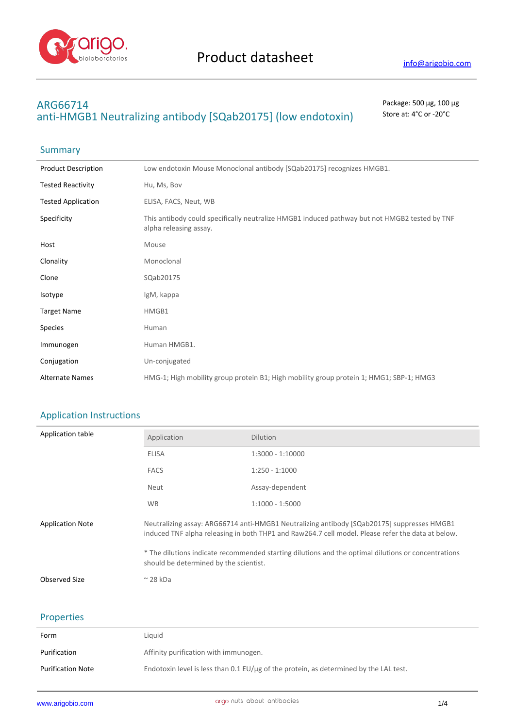# Product datasheet

info@arigobio.com

## ARG66714
## anti-HMGB1 Neutralizing antibody [SQab20175] (low endotoxin)

Package: 500 μg, 100 μg
Store at: 4°C or -20°C

## Summary

| | |
|---|---|
| Product Description | Low endotoxin Mouse Monoclonal antibody [SQab20175] recognizes HMGB1. |
| Tested Reactivity | Hu, Ms, Bov |
| Tested Application | ELISA, FACS, Neut, WB |
| Specificity | This antibody could specifically neutralize HMGB1 induced pathway but not HMGB2 tested by TNF alpha releasing assay. |
| Host | Mouse |
| Clonality | Monoclonal |
| Clone | SQab20175 |
| Isotype | IgM, kappa |
| Target Name | HMGB1 |
| Species | Human |
| Immunogen | Human HMGB1. |
| Conjugation | Un-conjugated |
| Alternate Names | HMG-1; High mobility group protein B1; High mobility group protein 1; HMG1; SBP-1; HMG3 |

## Application Instructions

Application table

| Application | Dilution |
|---|---|
| ELISA | 1:3000 - 1:10000 |
| FACS | 1:250 - 1:1000 |
| Neut | Assay-dependent |
| WB | 1:1000 - 1:5000 |

Application Note

Neutralizing assay: ARG66714 anti-HMGB1 Neutralizing antibody [SQab20175] suppresses HMGB1 induced TNF alpha releasing in both THP1 and Raw264.7 cell model. Please refer the data at below.

* The dilutions indicate recommended starting dilutions and the optimal dilutions or concentrations should be determined by the scientist.

Observed Size: ~ 28 kDa

## Properties

| | |
|---|---|
| Form | Liquid |
| Purification | Affinity purification with immunogen. |
| Purification Note | Endotoxin level is less than 0.1 EU/μg of the protein, as determined by the LAL test. |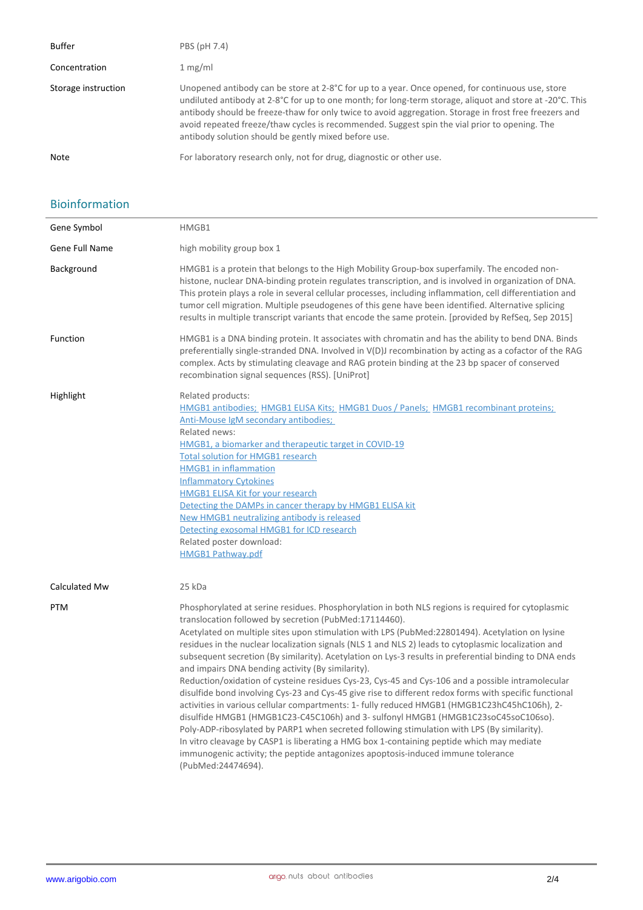| | |
|---|---|
| Buffer | PBS (pH 7.4) |
| Concentration | 1 mg/ml |
| Storage instruction | Unopened antibody can be store at 2-8°C for up to a year. Once opened, for continuous use, store undiluted antibody at 2-8°C for up to one month; for long-term storage, aliquot and store at -20°C. This antibody should be freeze-thaw for only twice to avoid aggregation. Storage in frost free freezers and avoid repeated freeze/thaw cycles is recommended. Suggest spin the vial prior to opening. The antibody solution should be gently mixed before use. |
| Note | For laboratory research only, not for drug, diagnostic or other use. |

## Bioinformation

| | |
|---|---|
| Gene Symbol | HMGB1 |
| Gene Full Name | high mobility group box 1 |
| Background | HMGB1 is a protein that belongs to the High Mobility Group-box superfamily. The encoded non-histone, nuclear DNA-binding protein regulates transcription, and is involved in organization of DNA. This protein plays a role in several cellular processes, including inflammation, cell differentiation and tumor cell migration. Multiple pseudogenes of this gene have been identified. Alternative splicing results in multiple transcript variants that encode the same protein. [provided by RefSeq, Sep 2015] |
| Function | HMGB1 is a DNA binding protein. It associates with chromatin and has the ability to bend DNA. Binds preferentially single-stranded DNA. Involved in V(D)J recombination by acting as a cofactor of the RAG complex. Acts by stimulating cleavage and RAG protein binding at the 23 bp spacer of conserved recombination signal sequences (RSS). [UniProt] |
| Highlight | Related products:<br>HMGB1 antibodies; HMGB1 ELISA Kits; HMGB1 Duos / Panels; HMGB1 recombinant proteins; Anti-Mouse IgM secondary antibodies;<br>Related news:<br>HMGB1, a biomarker and therapeutic target in COVID-19<br>Total solution for HMGB1 research<br>HMGB1 in inflammation<br>Inflammatory Cytokines<br>HMGB1 ELISA Kit for your research<br>Detecting the DAMPs in cancer therapy by HMGB1 ELISA kit<br>New HMGB1 neutralizing antibody is released<br>Detecting exosomal HMGB1 for ICD research<br>Related poster download:<br>HMGB1 Pathway.pdf |
| Calculated Mw | 25 kDa |
| PTM | Phosphorylated at serine residues. Phosphorylation in both NLS regions is required for cytoplasmic translocation followed by secretion (PubMed:17114460).<br>Acetylated on multiple sites upon stimulation with LPS (PubMed:22801494). Acetylation on lysine residues in the nuclear localization signals (NLS 1 and NLS 2) leads to cytoplasmic localization and subsequent secretion (By similarity). Acetylation on Lys-3 results in preferential binding to DNA ends and impairs DNA bending activity (By similarity).<br>Reduction/oxidation of cysteine residues Cys-23, Cys-45 and Cys-106 and a possible intramolecular disulfide bond involving Cys-23 and Cys-45 give rise to different redox forms with specific functional activities in various cellular compartments: 1- fully reduced HMGB1 (HMGB1C23hC45hC106h), 2- disulfide HMGB1 (HMGB1C23-C45C106h) and 3- sulfonyl HMGB1 (HMGB1C23soC45soC106so).<br>Poly-ADP-ribosylated by PARP1 when secreted following stimulation with LPS (By similarity).<br>In vitro cleavage by CASP1 is liberating a HMG box 1-containing peptide which may mediate immunogenic activity; the peptide antagonizes apoptosis-induced immune tolerance (PubMed:24474694). |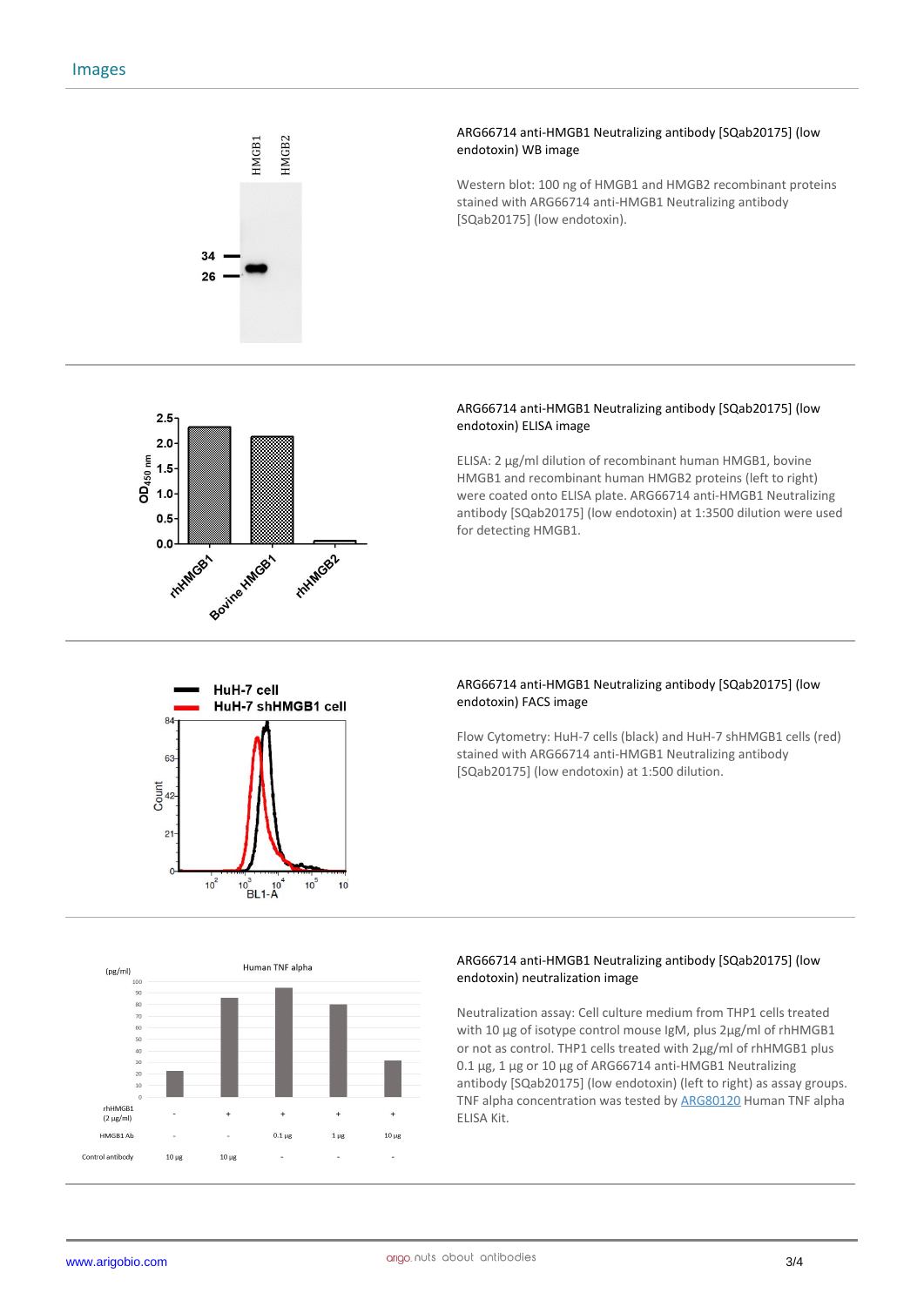## Images

ARG66714 anti-HMGB1 Neutralizing antibody [SQab20175] (low endotoxin) WB image

Western blot: 100 ng of HMGB1 and HMGB2 recombinant proteins stained with ARG66714 anti-HMGB1 Neutralizing antibody [SQab20175] (low endotoxin).

ARG66714 anti-HMGB1 Neutralizing antibody [SQab20175] (low endotoxin) ELISA image

ELISA: 2 µg/ml dilution of recombinant human HMGB1, bovine HMGB1 and recombinant human HMGB2 proteins (left to right) were coated onto ELISA plate. ARG66714 anti-HMGB1 Neutralizing antibody [SQab20175] (low endotoxin) at 1:3500 dilution were used for detecting HMGB1.

ARG66714 anti-HMGB1 Neutralizing antibody [SQab20175] (low endotoxin) FACS image

Flow Cytometry: HuH-7 cells (black) and HuH-7 shHMGB1 cells (red) stained with ARG66714 anti-HMGB1 Neutralizing antibody [SQab20175] (low endotoxin) at 1:500 dilution.

ARG66714 anti-HMGB1 Neutralizing antibody [SQab20175] (low endotoxin) neutralization image

Neutralization assay: Cell culture medium from THP1 cells treated with 10 µg of isotype control mouse IgM, plus 2µg/ml of rhHMGB1 or not as control. THP1 cells treated with 2µg/ml of rhHMGB1 plus 0.1 µg, 1 µg or 10 µg of ARG66714 anti-HMGB1 Neutralizing antibody [SQab20175] (low endotoxin) (left to right) as assay groups. TNF alpha concentration was tested by ARG80120 Human TNF alpha ELISA Kit.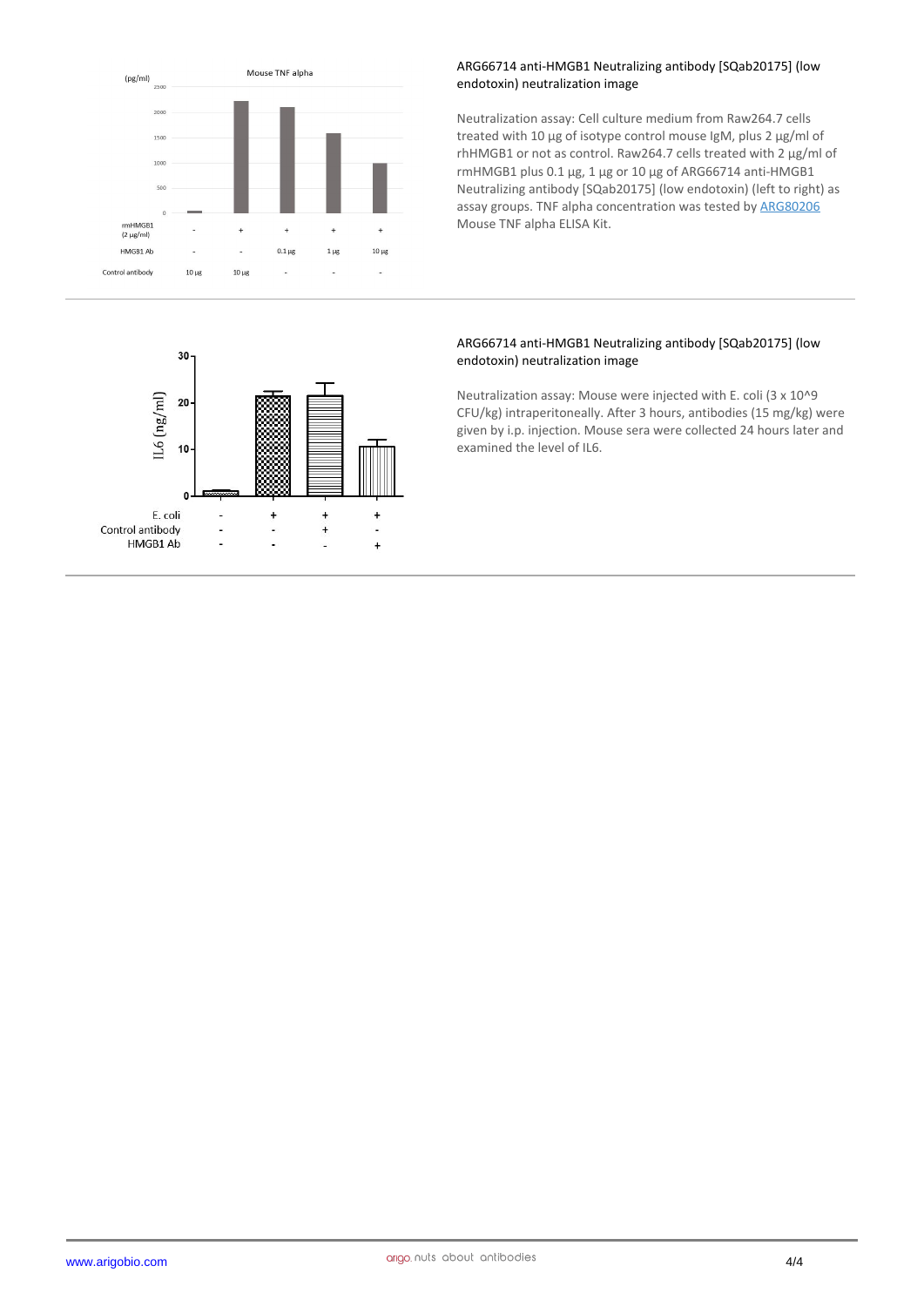Mouse TNF alpha

(pg/ml)

2500

2000

1500

1000

500

0

rmHMGB1 (2 µg/ml) - + + + +

HMGB1 Ab - - 0.1 µg 1 µg 10 µg

Control antibody 10 µg 10 µg - - -

### ARG66714 anti-HMGB1 Neutralizing antibody [SQab20175] (low endotoxin) neutralization image

Neutralization assay: Cell culture medium from Raw264.7 cells treated with 10 µg of isotype control mouse IgM, plus 2 µg/ml of rhHMGB1 or not as control. Raw264.7 cells treated with 2 µg/ml of rmHMGB1 plus 0.1 µg, 1 µg or 10 µg of ARG66714 anti-HMGB1 Neutralizing antibody [SQab20175] (low endotoxin) (left to right) as assay groups. TNF alpha concentration was tested by ARG80206 Mouse TNF alpha ELISA Kit.

---

IL6 (ng/ml)

30

20

10

0

E. coli - + + +

Control antibody - - + -

HMGB1 Ab - - - +

### ARG66714 anti-HMGB1 Neutralizing antibody [SQab20175] (low endotoxin) neutralization image

Neutralization assay: Mouse were injected with E. coli (3 x 10^9 CFU/kg) intraperitoneally. After 3 hours, antibodies (15 mg/kg) were given by i.p. injection. Mouse sera were collected 24 hours later and examined the level of IL6.